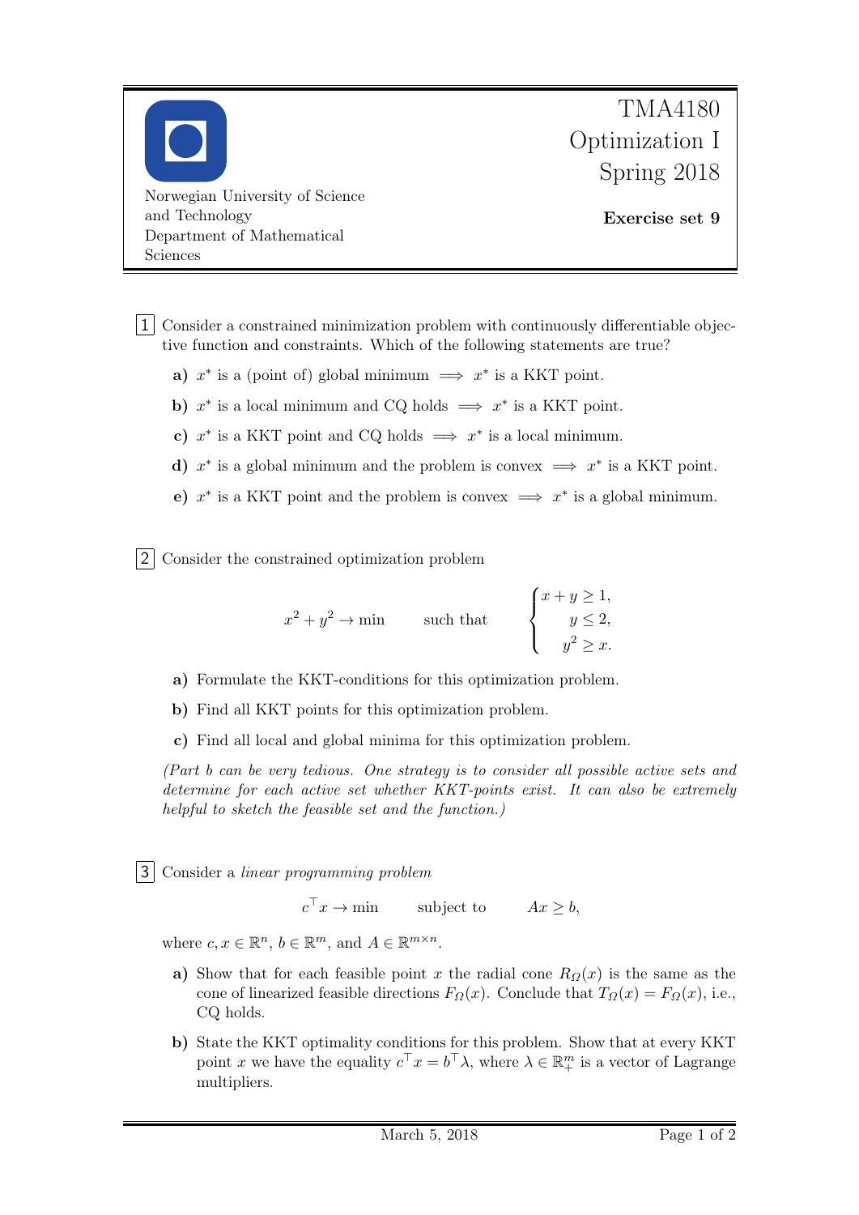TMA4180
Optimization I
Spring 2018

Norwegian University of Science and Technology
Department of Mathematical Sciences

**Exercise set 9**

**1** Consider a constrained minimization problem with continuously differentiable objective function and constraints. Which of the following statements are true?

**a)** $x^*$ is a (point of) global minimum $\implies$ $x^*$ is a KKT point.

**b)** $x^*$ is a local minimum and CQ holds $\implies$ $x^*$ is a KKT point.

**c)** $x^*$ is a KKT point and CQ holds $\implies$ $x^*$ is a local minimum.

**d)** $x^*$ is a global minimum and the problem is convex $\implies$ $x^*$ is a KKT point.

**e)** $x^*$ is a KKT point and the problem is convex $\implies$ $x^*$ is a global minimum.

**2** Consider the constrained optimization problem

$$x^2 + y^2 \to \min \qquad \text{such that} \qquad \begin{cases} x + y \geq 1, \\ y \leq 2, \\ y^2 \geq x. \end{cases}$$

**a)** Formulate the KKT-conditions for this optimization problem.

**b)** Find all KKT points for this optimization problem.

**c)** Find all local and global minima for this optimization problem.

*(Part b can be very tedious. One strategy is to consider all possible active sets and determine for each active set whether KKT-points exist. It can also be extremely helpful to sketch the feasible set and the function.)*

**3** Consider a *linear programming problem*

$$c^\top x \to \min \qquad \text{subject to} \qquad Ax \geq b,$$

where $c, x \in \mathbb{R}^n$, $b \in \mathbb{R}^m$, and $A \in \mathbb{R}^{m \times n}$.

**a)** Show that for each feasible point $x$ the radial cone $R_\Omega(x)$ is the same as the cone of linearized feasible directions $F_\Omega(x)$. Conclude that $T_\Omega(x) = F_\Omega(x)$, i.e., CQ holds.

**b)** State the KKT optimality conditions for this problem. Show that at every KKT point $x$ we have the equality $c^\top x = b^\top \lambda$, where $\lambda \in \mathbb{R}^m_+$ is a vector of Lagrange multipliers.

March 5, 2018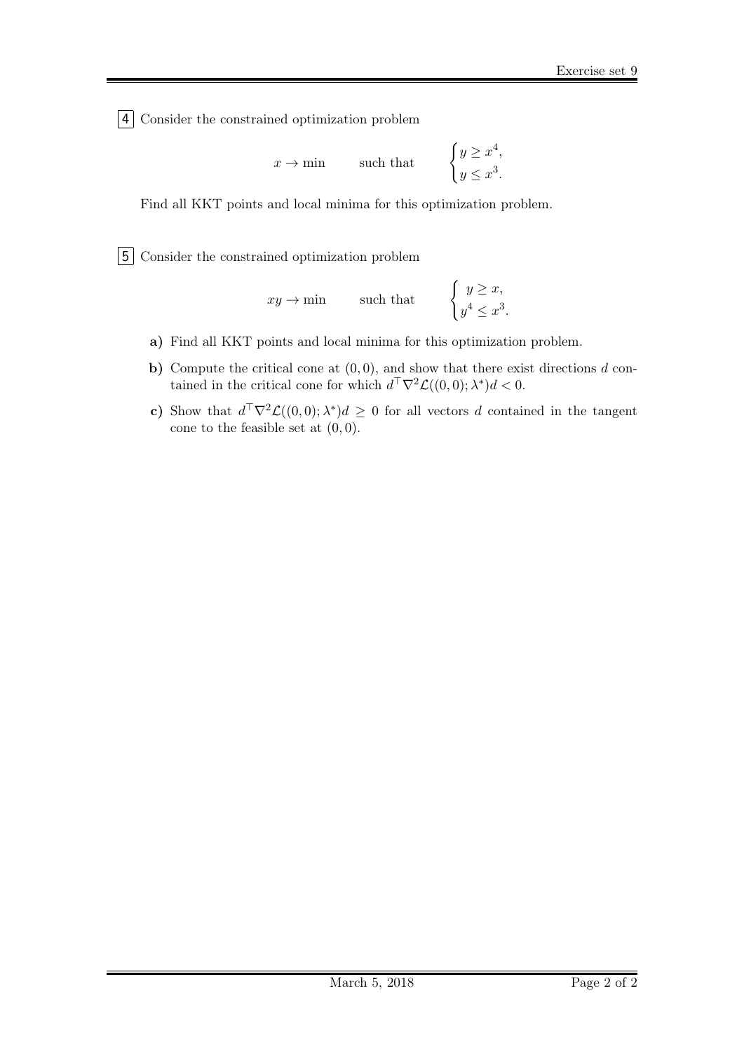**4** Consider the constrained optimization problem

$$x \to \min \qquad \text{such that} \qquad \begin{cases} y \geq x^4, \\ y \leq x^3. \end{cases}$$

Find all KKT points and local minima for this optimization problem.

**5** Consider the constrained optimization problem

$$xy \to \min \qquad \text{such that} \qquad \begin{cases} y \geq x, \\ y^4 \leq x^3. \end{cases}$$

**a)** Find all KKT points and local minima for this optimization problem.

**b)** Compute the critical cone at $(0,0)$, and show that there exist directions $d$ contained in the critical cone for which $d^\top \nabla^2 \mathcal{L}((0,0);\lambda^*) d < 0$.

**c)** Show that $d^\top \nabla^2 \mathcal{L}((0,0);\lambda^*) d \geq 0$ for all vectors $d$ contained in the tangent cone to the feasible set at $(0,0)$.